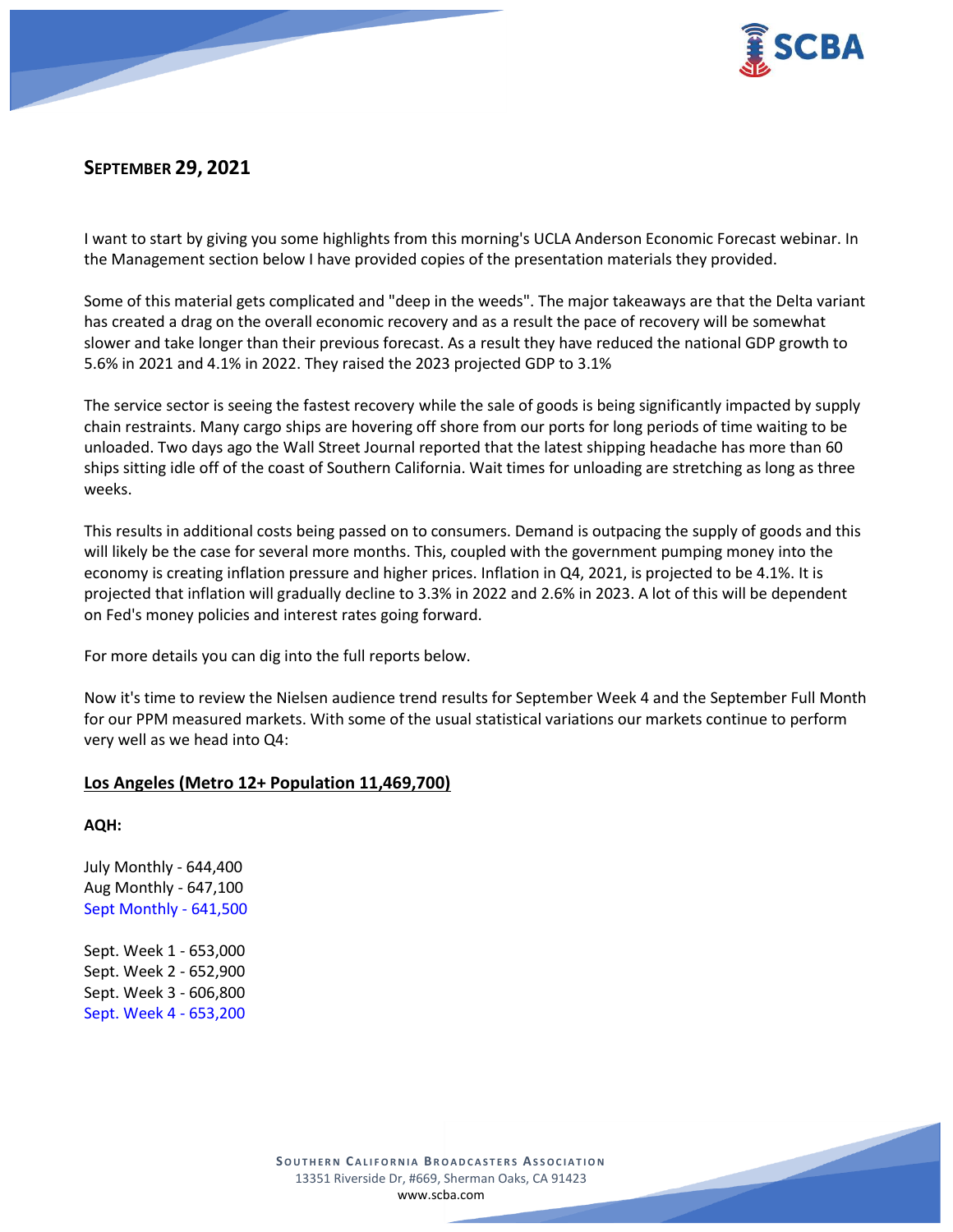## SEPTEMBER 29, 2021

I want to start by giving you some highlights from this morning's UCLA Anderson Economic Forecast webinar. In the Management section below I have provided copies of the presentation materials they provided.

Some of this material gets complicated and "deep in the weeds". The major takeaways are that the Delta variant has created a drag on the overall economic recovery and as a result the pace of recovery will be somewhat slower and take longer than their previous forecast. As a result they have reduced the national GDP growth to 5.6% in 2021 and 4.1% in 2022. They raised the 2023 projected GDP to 3.1%

The service sector is seeing the fastest recovery while the sale of goods is being significantly impacted by supply chain restraints. Many cargo ships are hovering off shore from our ports for long periods of time waiting to be unloaded. Two days ago the Wall Street Journal reported that the latest shipping headache has more than 60 ships sitting idle off of the coast of Southern California. Wait times for unloading are stretching as long as three weeks.

This results in additional costs being passed on to consumers. Demand is outpacing the supply of goods and this will likely be the case for several more months. This, coupled with the government pumping money into the economy is creating inflation pressure and higher prices. Inflation in Q4, 2021, is projected to be 4.1%. It is projected that inflation will gradually decline to 3.3% in 2022 and 2.6% in 2023. A lot of this will be dependent on Fed's money policies and interest rates going forward.

For more details you can dig into the full reports below.

Now it's time to review the Nielsen audience trend results for September Week 4 and the September Full Month for our PPM measured markets. With some of the usual statistical variations our markets continue to perform very well as we head into Q4:

**Los Angeles (Metro 12+ Population 11,469,700)**

**AQH:**

July Monthly - 644,400
Aug Monthly - 647,100
Sept Monthly - 641,500

Sept. Week 1 - 653,000
Sept. Week 2 - 652,900
Sept. Week 3 - 606,800
Sept. Week 4 - 653,200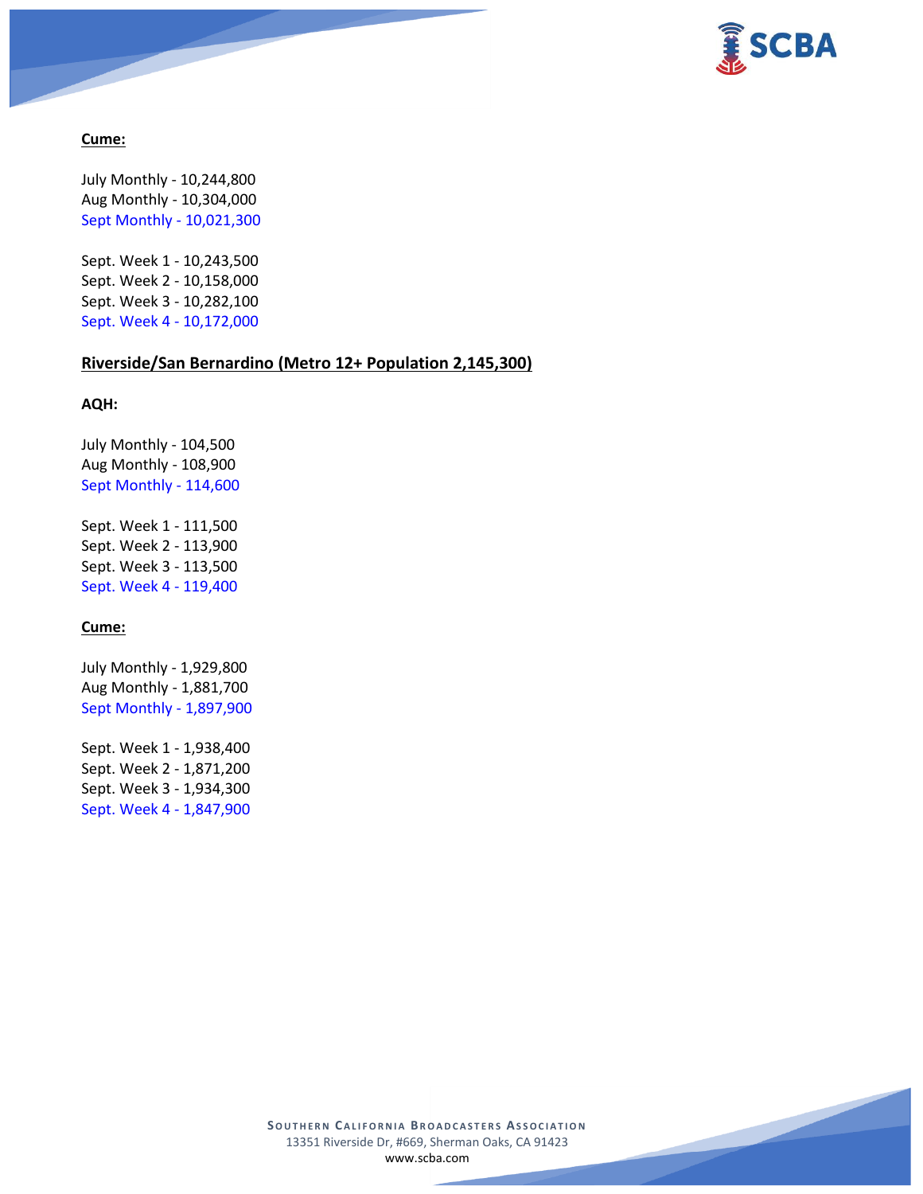**Cume:**

July Monthly - 10,244,800
Aug Monthly - 10,304,000
Sept Monthly - 10,021,300

Sept. Week 1 - 10,243,500
Sept. Week 2 - 10,158,000
Sept. Week 3 - 10,282,100
Sept. Week 4 - 10,172,000

**Riverside/San Bernardino (Metro 12+ Population 2,145,300)**

**AQH:**

July Monthly - 104,500
Aug Monthly - 108,900
Sept Monthly - 114,600

Sept. Week 1 - 111,500
Sept. Week 2 - 113,900
Sept. Week 3 - 113,500
Sept. Week 4 - 119,400

**Cume:**

July Monthly - 1,929,800
Aug Monthly - 1,881,700
Sept Monthly - 1,897,900

Sept. Week 1 - 1,938,400
Sept. Week 2 - 1,871,200
Sept. Week 3 - 1,934,300
Sept. Week 4 - 1,847,900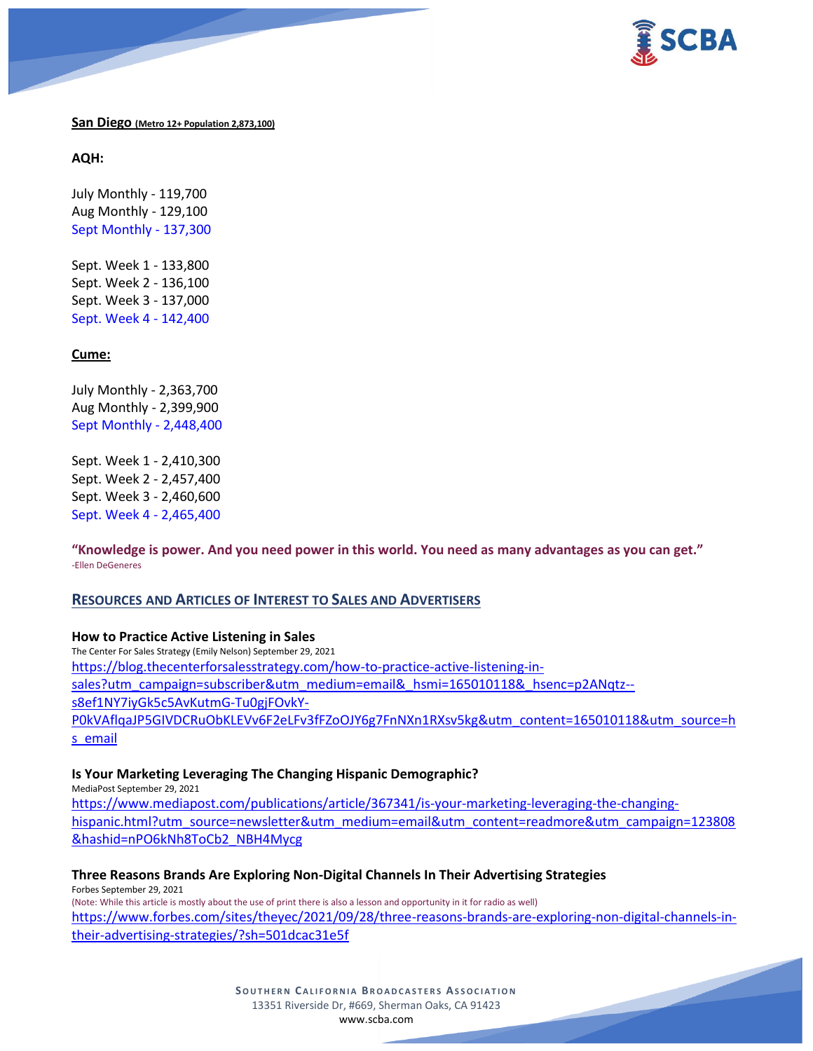**San Diego** **(Metro 12+ Population 2,873,100)**

**AQH:**

July Monthly - 119,700
Aug Monthly - 129,100
Sept Monthly - 137,300

Sept. Week 1 - 133,800
Sept. Week 2 - 136,100
Sept. Week 3 - 137,000
Sept. Week 4 - 142,400

**Cume:**

July Monthly - 2,363,700
Aug Monthly - 2,399,900
Sept Monthly - 2,448,400

Sept. Week 1 - 2,410,300
Sept. Week 2 - 2,457,400
Sept. Week 3 - 2,460,600
Sept. Week 4 - 2,465,400

**"Knowledge is power. And you need power in this world. You need as many advantages as you can get."**
-Ellen DeGeneres

## RESOURCES AND ARTICLES OF INTEREST TO SALES AND ADVERTISERS

**How to Practice Active Listening in Sales**
The Center For Sales Strategy (Emily Nelson) September 29, 2021
https://blog.thecenterforsalesstrategy.com/how-to-practice-active-listening-in-sales?utm_campaign=subscriber&utm_medium=email&_hsmi=165010118&_hsenc=p2ANqtz--s8ef1NY7iyGk5c5AvKutmG-Tu0gjFOvkY-P0kVAflqaJP5GIVDCRuObKLEVv6F2eLFv3fFZoOJY6g7FnNXn1RXsv5kg&utm_content=165010118&utm_source=hs_email

**Is Your Marketing Leveraging The Changing Hispanic Demographic?**
MediaPost September 29, 2021
https://www.mediapost.com/publications/article/367341/is-your-marketing-leveraging-the-changing-hispanic.html?utm_source=newsletter&utm_medium=email&utm_content=readmore&utm_campaign=123808&hashid=nPO6kNh8ToCb2_NBH4Mycg

**Three Reasons Brands Are Exploring Non-Digital Channels In Their Advertising Strategies**
Forbes September 29, 2021
(Note: While this article is mostly about the use of print there is also a lesson and opportunity in it for radio as well)
https://www.forbes.com/sites/theyec/2021/09/28/three-reasons-brands-are-exploring-non-digital-channels-in-their-advertising-strategies/?sh=501dcac31e5f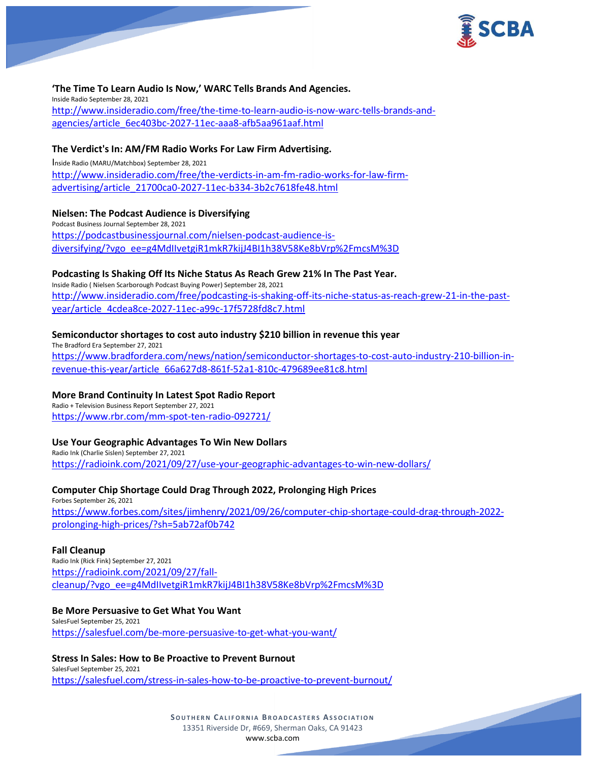**'The Time To Learn Audio Is Now,' WARC Tells Brands And Agencies.**
Inside Radio September 28, 2021
http://www.insideradio.com/free/the-time-to-learn-audio-is-now-warc-tells-brands-and-agencies/article_6ec403bc-2027-11ec-aaa8-afb5aa961aaf.html

**The Verdict's In: AM/FM Radio Works For Law Firm Advertising.**
Inside Radio (MARU/Matchbox) September 28, 2021
http://www.insideradio.com/free/the-verdicts-in-am-fm-radio-works-for-law-firm-advertising/article_21700ca0-2027-11ec-b334-3b2c7618fe48.html

**Nielsen: The Podcast Audience is Diversifying**
Podcast Business Journal September 28, 2021
https://podcastbusinessjournal.com/nielsen-podcast-audience-is-diversifying/?vgo_ee=g4MdIlvetgiR1mkR7kijJ4BI1h38V58Ke8bVrp%2FmcsM%3D

**Podcasting Is Shaking Off Its Niche Status As Reach Grew 21% In The Past Year.**
Inside Radio ( Nielsen Scarborough Podcast Buying Power) September 28, 2021
http://www.insideradio.com/free/podcasting-is-shaking-off-its-niche-status-as-reach-grew-21-in-the-past-year/article_4cdea8ce-2027-11ec-a99c-17f5728fd8c7.html

**Semiconductor shortages to cost auto industry $210 billion in revenue this year**
The Bradford Era September 27, 2021
https://www.bradfordera.com/news/nation/semiconductor-shortages-to-cost-auto-industry-210-billion-in-revenue-this-year/article_66a627d8-861f-52a1-810c-479689ee81c8.html

**More Brand Continuity In Latest Spot Radio Report**
Radio + Television Business Report September 27, 2021
https://www.rbr.com/mm-spot-ten-radio-092721/

**Use Your Geographic Advantages To Win New Dollars**
Radio Ink (Charlie Sislen) September 27, 2021
https://radioink.com/2021/09/27/use-your-geographic-advantages-to-win-new-dollars/

**Computer Chip Shortage Could Drag Through 2022, Prolonging High Prices**
Forbes September 26, 2021
https://www.forbes.com/sites/jimhenry/2021/09/26/computer-chip-shortage-could-drag-through-2022-prolonging-high-prices/?sh=5ab72af0b742

**Fall Cleanup**
Radio Ink (Rick Fink) September 27, 2021
https://radioink.com/2021/09/27/fall-cleanup/?vgo_ee=g4MdIlvetgiR1mkR7kijJ4BI1h38V58Ke8bVrp%2FmcsM%3D

**Be More Persuasive to Get What You Want**
SalesFuel September 25, 2021
https://salesfuel.com/be-more-persuasive-to-get-what-you-want/

**Stress In Sales: How to Be Proactive to Prevent Burnout**
SalesFuel September 25, 2021
https://salesfuel.com/stress-in-sales-how-to-be-proactive-to-prevent-burnout/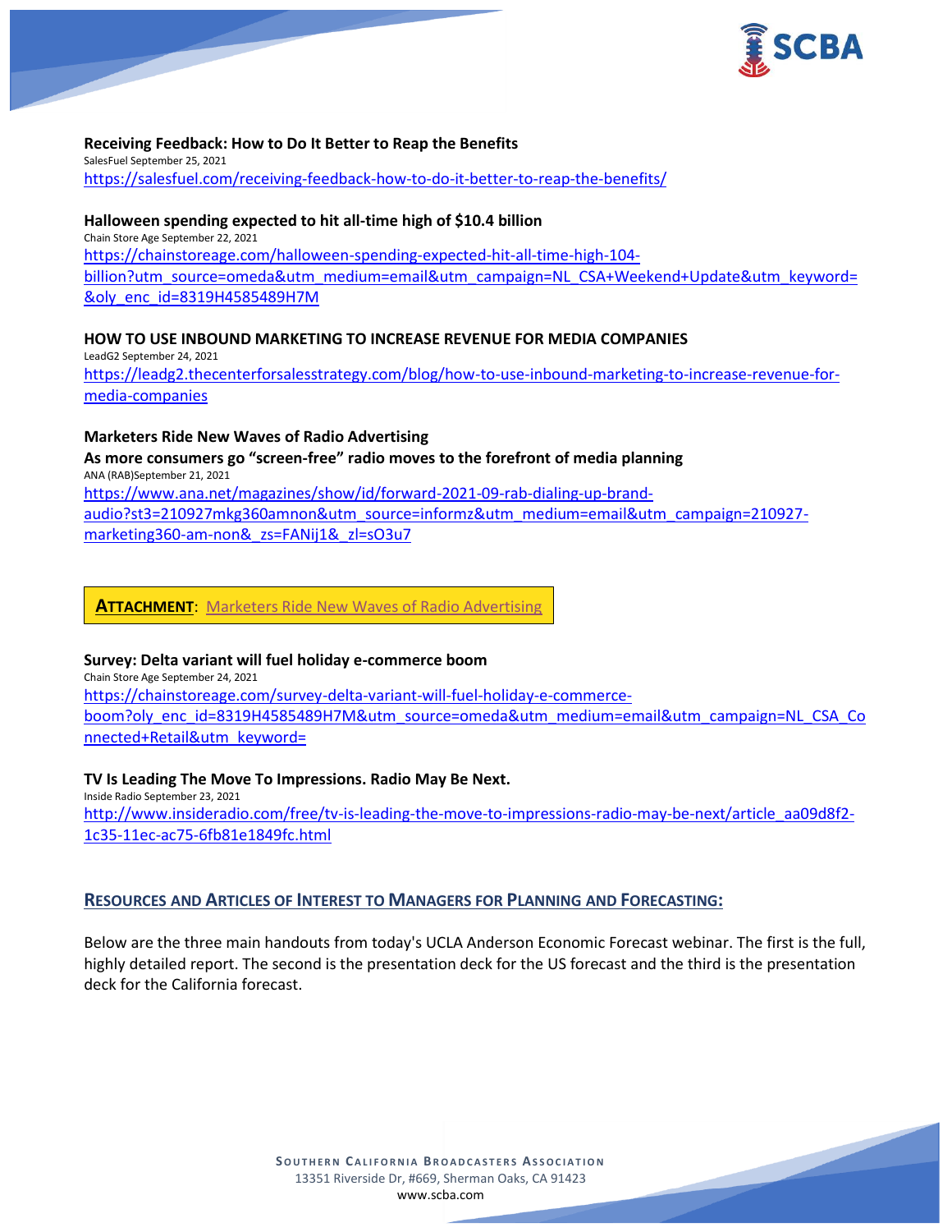**Receiving Feedback: How to Do It Better to Reap the Benefits**
SalesFuel September 25, 2021
https://salesfuel.com/receiving-feedback-how-to-do-it-better-to-reap-the-benefits/

**Halloween spending expected to hit all-time high of $10.4 billion**
Chain Store Age September 22, 2021
https://chainstoreage.com/halloween-spending-expected-hit-all-time-high-104-billion?utm_source=omeda&utm_medium=email&utm_campaign=NL_CSA+Weekend+Update&utm_keyword=&oly_enc_id=8319H4585489H7M

**HOW TO USE INBOUND MARKETING TO INCREASE REVENUE FOR MEDIA COMPANIES**
LeadG2 September 24, 2021
https://leadg2.thecenterforsalesstrategy.com/blog/how-to-use-inbound-marketing-to-increase-revenue-for-media-companies

**Marketers Ride New Waves of Radio Advertising**
**As more consumers go "screen-free" radio moves to the forefront of media planning**
ANA (RAB)September 21, 2021
https://www.ana.net/magazines/show/id/forward-2021-09-rab-dialing-up-brand-audio?st3=210927mkg360amnon&utm_source=informz&utm_medium=email&utm_campaign=210927-marketing360-am-non&_zs=FANij1&_zl=sO3u7

**ATTACHMENT**: Marketers Ride New Waves of Radio Advertising

**Survey: Delta variant will fuel holiday e-commerce boom**
Chain Store Age September 24, 2021
https://chainstoreage.com/survey-delta-variant-will-fuel-holiday-e-commerce-boom?oly_enc_id=8319H4585489H7M&utm_source=omeda&utm_medium=email&utm_campaign=NL_CSA_Connected+Retail&utm_keyword=

**TV Is Leading The Move To Impressions. Radio May Be Next.**
Inside Radio September 23, 2021
http://www.insideradio.com/free/tv-is-leading-the-move-to-impressions-radio-may-be-next/article_aa09d8f2-1c35-11ec-ac75-6fb81e1849fc.html

## RESOURCES AND ARTICLES OF INTEREST TO MANAGERS FOR PLANNING AND FORECASTING:

Below are the three main handouts from today's UCLA Anderson Economic Forecast webinar. The first is the full, highly detailed report. The second is the presentation deck for the US forecast and the third is the presentation deck for the California forecast.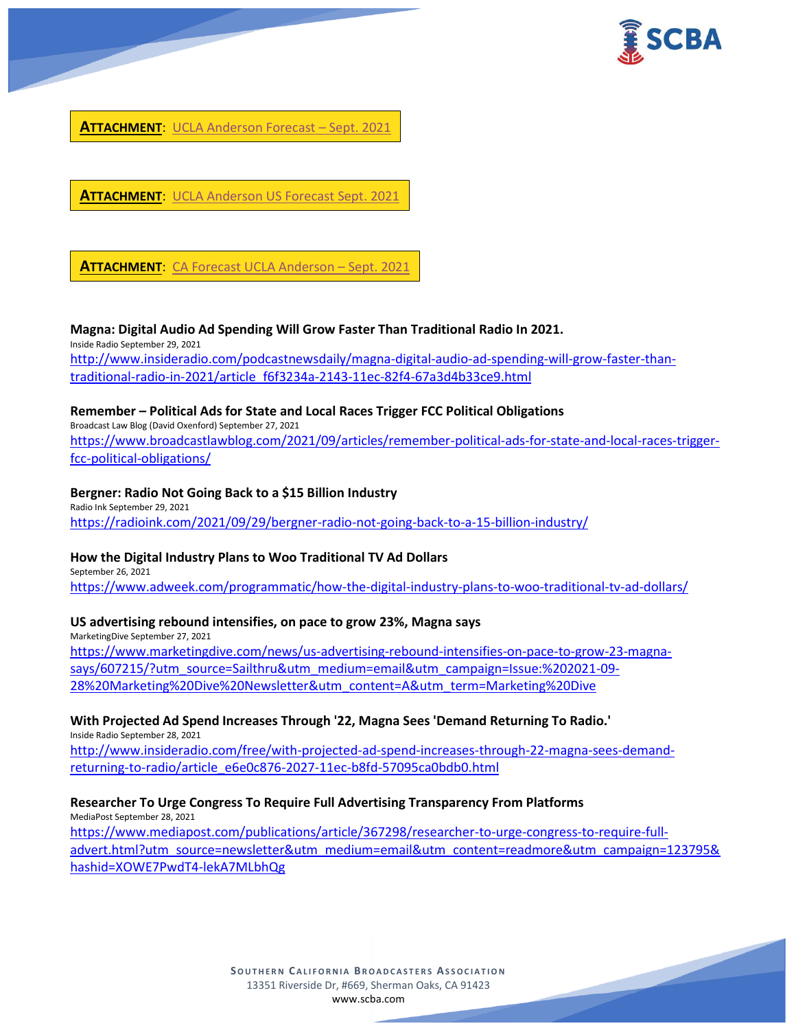**ATTACHMENT**: [UCLA Anderson Forecast – Sept. 2021]

**ATTACHMENT**: [UCLA Anderson US Forecast Sept. 2021]

**ATTACHMENT**: [CA Forecast UCLA Anderson – Sept. 2021]

**Magna: Digital Audio Ad Spending Will Grow Faster Than Traditional Radio In 2021.**
Inside Radio September 29, 2021
http://www.insideradio.com/podcastnewsdaily/magna-digital-audio-ad-spending-will-grow-faster-than-traditional-radio-in-2021/article_f6f3234a-2143-11ec-82f4-67a3d4b33ce9.html

**Remember – Political Ads for State and Local Races Trigger FCC Political Obligations**
Broadcast Law Blog (David Oxenford) September 27, 2021
https://www.broadcastlawblog.com/2021/09/articles/remember-political-ads-for-state-and-local-races-trigger-fcc-political-obligations/

**Bergner: Radio Not Going Back to a $15 Billion Industry**
Radio Ink September 29, 2021
https://radioink.com/2021/09/29/bergner-radio-not-going-back-to-a-15-billion-industry/

**How the Digital Industry Plans to Woo Traditional TV Ad Dollars**
September 26, 2021
https://www.adweek.com/programmatic/how-the-digital-industry-plans-to-woo-traditional-tv-ad-dollars/

**US advertising rebound intensifies, on pace to grow 23%, Magna says**
MarketingDive September 27, 2021
https://www.marketingdive.com/news/us-advertising-rebound-intensifies-on-pace-to-grow-23-magna-says/607215/?utm_source=Sailthru&utm_medium=email&utm_campaign=Issue:%202021-09-28%20Marketing%20Dive%20Newsletter&utm_content=A&utm_term=Marketing%20Dive

**With Projected Ad Spend Increases Through '22, Magna Sees 'Demand Returning To Radio.'**
Inside Radio September 28, 2021
http://www.insideradio.com/free/with-projected-ad-spend-increases-through-22-magna-sees-demand-returning-to-radio/article_e6e0c876-2027-11ec-b8fd-57095ca0bdb0.html

**Researcher To Urge Congress To Require Full Advertising Transparency From Platforms**
MediaPost September 28, 2021
https://www.mediapost.com/publications/article/367298/researcher-to-urge-congress-to-require-full-advert.html?utm_source=newsletter&utm_medium=email&utm_content=readmore&utm_campaign=123795&hashid=XOWE7PwdT4-lekA7MLbhQg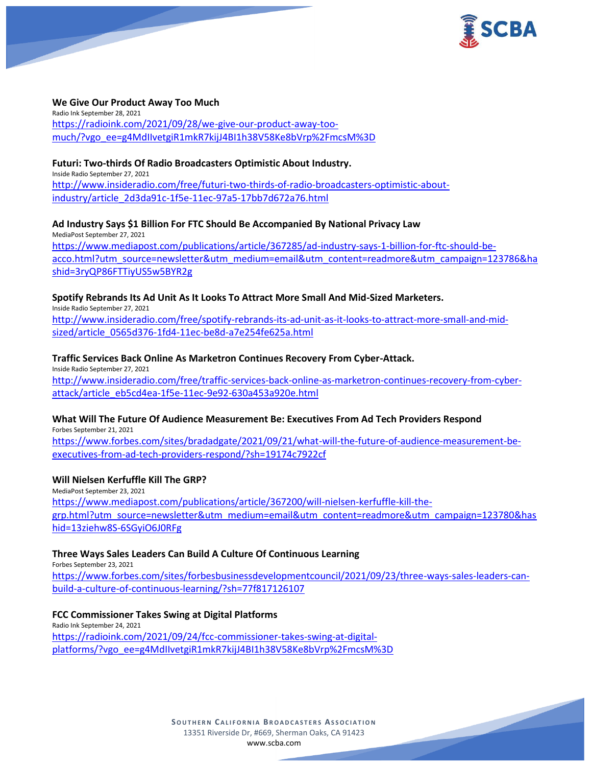**We Give Our Product Away Too Much**

Radio Ink September 28, 2021

https://radioink.com/2021/09/28/we-give-our-product-away-too-much/?vgo_ee=g4MdIlvetgiR1mkR7kijJ4BI1h38V58Ke8bVrp%2FmcsM%3D

**Futuri: Two-thirds Of Radio Broadcasters Optimistic About Industry.**

Inside Radio September 27, 2021

http://www.insideradio.com/free/futuri-two-thirds-of-radio-broadcasters-optimistic-about-industry/article_2d3da91c-1f5e-11ec-97a5-17bb7d672a76.html

**Ad Industry Says $1 Billion For FTC Should Be Accompanied By National Privacy Law**

MediaPost September 27, 2021

https://www.mediapost.com/publications/article/367285/ad-industry-says-1-billion-for-ftc-should-be-acco.html?utm_source=newsletter&utm_medium=email&utm_content=readmore&utm_campaign=123786&hashid=3ryQP86FTTiyUS5w5BYR2g

**Spotify Rebrands Its Ad Unit As It Looks To Attract More Small And Mid-Sized Marketers.**

Inside Radio September 27, 2021

http://www.insideradio.com/free/spotify-rebrands-its-ad-unit-as-it-looks-to-attract-more-small-and-mid-sized/article_0565d376-1fd4-11ec-be8d-a7e254fe625a.html

**Traffic Services Back Online As Marketron Continues Recovery From Cyber-Attack.**

Inside Radio September 27, 2021

http://www.insideradio.com/free/traffic-services-back-online-as-marketron-continues-recovery-from-cyber-attack/article_eb5cd4ea-1f5e-11ec-9e92-630a453a920e.html

**What Will The Future Of Audience Measurement Be: Executives From Ad Tech Providers Respond**

Forbes September 21, 2021

https://www.forbes.com/sites/bradadgate/2021/09/21/what-will-the-future-of-audience-measurement-be-executives-from-ad-tech-providers-respond/?sh=19174c7922cf

**Will Nielsen Kerfuffle Kill The GRP?**

MediaPost September 23, 2021

https://www.mediapost.com/publications/article/367200/will-nielsen-kerfuffle-kill-the-grp.html?utm_source=newsletter&utm_medium=email&utm_content=readmore&utm_campaign=123780&hashid=13ziehw8S-6SGyiO6J0RFg

**Three Ways Sales Leaders Can Build A Culture Of Continuous Learning**

Forbes September 23, 2021

https://www.forbes.com/sites/forbesbusinessdevelopmentcouncil/2021/09/23/three-ways-sales-leaders-can-build-a-culture-of-continuous-learning/?sh=77f817126107

**FCC Commissioner Takes Swing at Digital Platforms**

Radio Ink September 24, 2021

https://radioink.com/2021/09/24/fcc-commissioner-takes-swing-at-digital-platforms/?vgo_ee=g4MdIlvetgiR1mkR7kijJ4BI1h38V58Ke8bVrp%2FmcsM%3D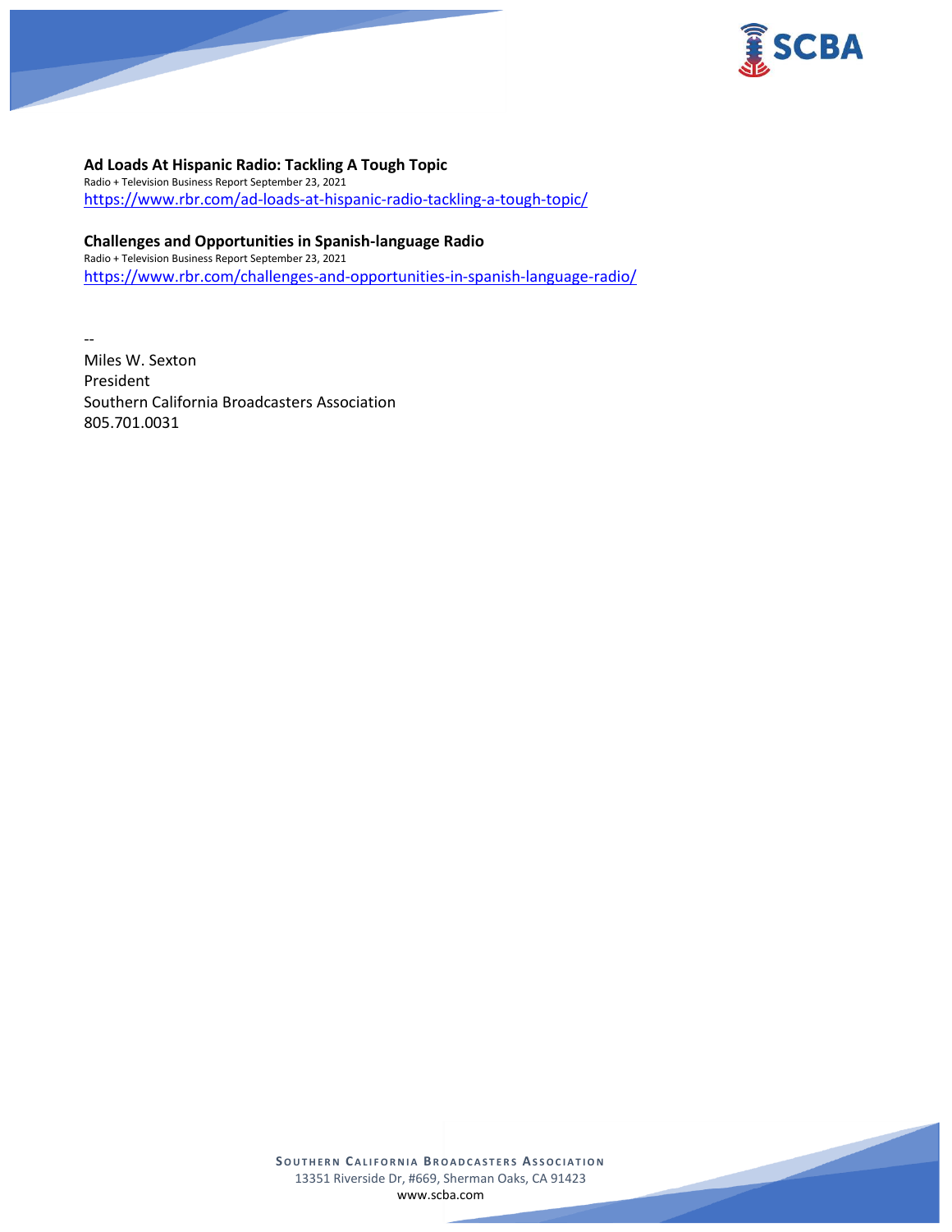**Ad Loads At Hispanic Radio: Tackling A Tough Topic**
Radio + Television Business Report September 23, 2021
https://www.rbr.com/ad-loads-at-hispanic-radio-tackling-a-tough-topic/

**Challenges and Opportunities in Spanish-language Radio**
Radio + Television Business Report September 23, 2021
https://www.rbr.com/challenges-and-opportunities-in-spanish-language-radio/

--
Miles W. Sexton
President
Southern California Broadcasters Association
805.701.0031